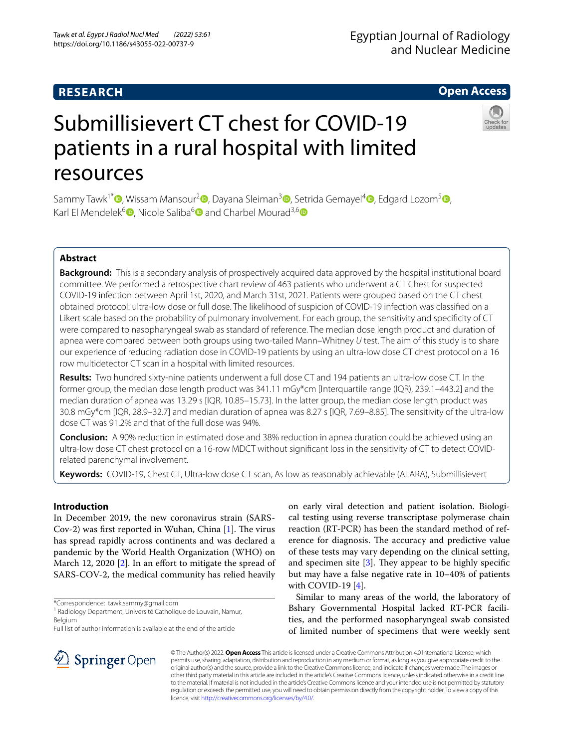# Submillisievert CT chest for COVID-19 patients in a rural hospital with limited resources

**RESEARCH** | **Open Access**

Sammy Tawk[1*], Wissam Mansour[2], Dayana Sleiman[3], Setrida Gemayel[4], Edgard Lozom[5], Karl El Mendelek[6], Nicole Saliba[6] and Charbel Mourad[3,6]

## Abstract

**Background:** This is a secondary analysis of prospectively acquired data approved by the hospital institutional board committee. We performed a retrospective chart review of 463 patients who underwent a CT Chest for suspected COVID-19 infection between April 1st, 2020, and March 31st, 2021. Patients were grouped based on the CT chest obtained protocol: ultra-low dose or full dose. The likelihood of suspicion of COVID-19 infection was classified on a Likert scale based on the probability of pulmonary involvement. For each group, the sensitivity and specificity of CT were compared to nasopharyngeal swab as standard of reference. The median dose length product and duration of apnea were compared between both groups using two-tailed Mann–Whitney *U* test. The aim of this study is to share our experience of reducing radiation dose in COVID-19 patients by using an ultra-low dose CT chest protocol on a 16 row multidetector CT scan in a hospital with limited resources.

**Results:** Two hundred sixty-nine patients underwent a full dose CT and 194 patients an ultra-low dose CT. In the former group, the median dose length product was 341.11 mGy*cm [Interquartile range (IQR), 239.1–443.2] and the median duration of apnea was 13.29 s [IQR, 10.85–15.73]. In the latter group, the median dose length product was 30.8 mGy*cm [IQR, 28.9–32.7] and median duration of apnea was 8.27 s [IQR, 7.69–8.85]. The sensitivity of the ultra-low dose CT was 91.2% and that of the full dose was 94%.

**Conclusion:** A 90% reduction in estimated dose and 38% reduction in apnea duration could be achieved using an ultra-low dose CT chest protocol on a 16-row MDCT without significant loss in the sensitivity of CT to detect COVID-related parenchymal involvement.

**Keywords:** COVID-19, Chest CT, Ultra-low dose CT scan, As low as reasonably achievable (ALARA), Submillisievert

## Introduction

In December 2019, the new coronavirus strain (SARS-Cov-2) was first reported in Wuhan, China [1]. The virus has spread rapidly across continents and was declared a pandemic by the World Health Organization (WHO) on March 12, 2020 [2]. In an effort to mitigate the spread of SARS-COV-2, the medical community has relied heavily on early viral detection and patient isolation. Biological testing using reverse transcriptase polymerase chain reaction (RT-PCR) has been the standard method of reference for diagnosis. The accuracy and predictive value of these tests may vary depending on the clinical setting, and specimen site [3]. They appear to be highly specific but may have a false negative rate in 10–40% of patients with COVID-19 [4].

Similar to many areas of the world, the laboratory of Bshary Governmental Hospital lacked RT-PCR facilities, and the performed nasopharyngeal swab consisted of limited number of specimens that were weekly sent

*Correspondence: tawk.sammy@gmail.com

[1] Radiology Department, Université Catholique de Louvain, Namur, Belgium

Full list of author information is available at the end of the article

© The Author(s) 2022. **Open Access** This article is licensed under a Creative Commons Attribution 4.0 International License, which permits use, sharing, adaptation, distribution and reproduction in any medium or format, as long as you give appropriate credit to the original author(s) and the source, provide a link to the Creative Commons licence, and indicate if changes were made. The images or other third party material in this article are included in the article's Creative Commons licence, unless indicated otherwise in a credit line to the material. If material is not included in the article's Creative Commons licence and your intended use is not permitted by statutory regulation or exceeds the permitted use, you will need to obtain permission directly from the copyright holder. To view a copy of this licence, visit http://creativecommons.org/licenses/by/4.0/.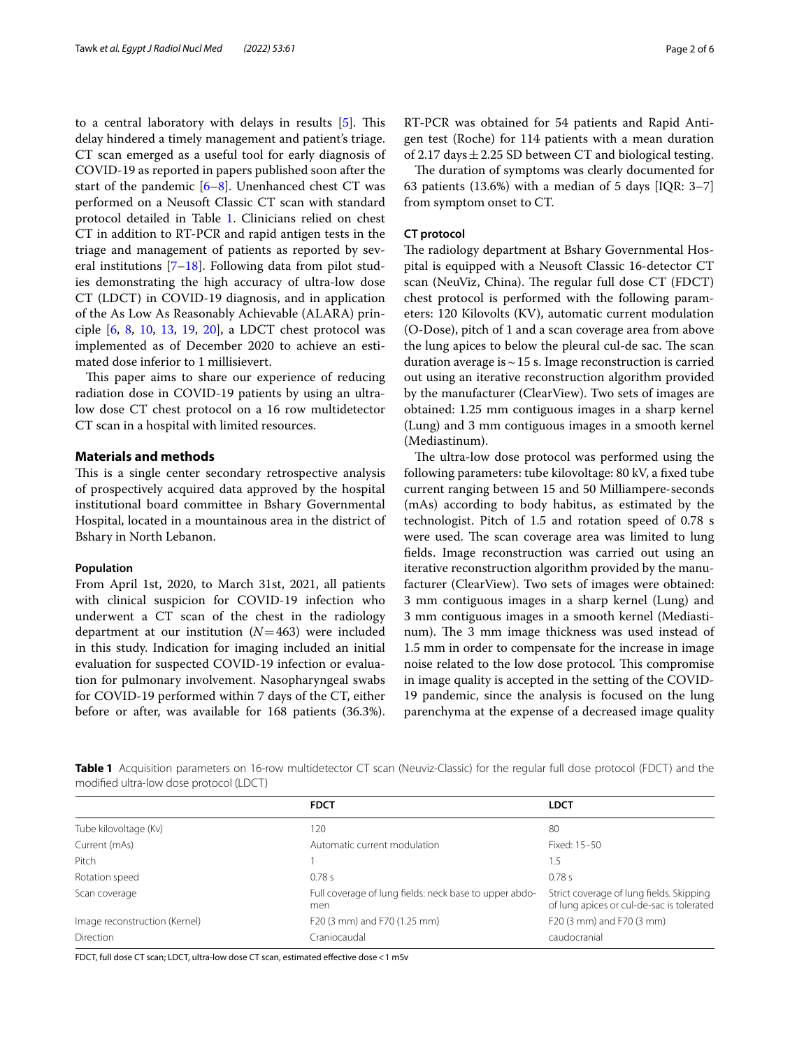to a central laboratory with delays in results [5]. This delay hindered a timely management and patient's triage. CT scan emerged as a useful tool for early diagnosis of COVID-19 as reported in papers published soon after the start of the pandemic [6–8]. Unenhanced chest CT was performed on a Neusoft Classic CT scan with standard protocol detailed in Table 1. Clinicians relied on chest CT in addition to RT-PCR and rapid antigen tests in the triage and management of patients as reported by several institutions [7–18]. Following data from pilot studies demonstrating the high accuracy of ultra-low dose CT (LDCT) in COVID-19 diagnosis, and in application of the As Low As Reasonably Achievable (ALARA) principle [6, 8, 10, 13, 19, 20], a LDCT chest protocol was implemented as of December 2020 to achieve an estimated dose inferior to 1 millisievert.

This paper aims to share our experience of reducing radiation dose in COVID-19 patients by using an ultra-low dose CT chest protocol on a 16 row multidetector CT scan in a hospital with limited resources.

## Materials and methods

This is a single center secondary retrospective analysis of prospectively acquired data approved by the hospital institutional board committee in Bshary Governmental Hospital, located in a mountainous area in the district of Bshary in North Lebanon.

### Population

From April 1st, 2020, to March 31st, 2021, all patients with clinical suspicion for COVID-19 infection who underwent a CT scan of the chest in the radiology department at our institution ($N=463$) were included in this study. Indication for imaging included an initial evaluation for suspected COVID-19 infection or evaluation for pulmonary involvement. Nasopharyngeal swabs for COVID-19 performed within 7 days of the CT, either before or after, was available for 168 patients (36.3%). RT-PCR was obtained for 54 patients and Rapid Antigen test (Roche) for 114 patients with a mean duration of 2.17 days $\pm$ 2.25 SD between CT and biological testing.

The duration of symptoms was clearly documented for 63 patients (13.6%) with a median of 5 days [IQR: 3–7] from symptom onset to CT.

### CT protocol

The radiology department at Bshary Governmental Hospital is equipped with a Neusoft Classic 16-detector CT scan (NeuViz, China). The regular full dose CT (FDCT) chest protocol is performed with the following parameters: 120 Kilovolts (KV), automatic current modulation (O-Dose), pitch of 1 and a scan coverage area from above the lung apices to below the pleural cul-de sac. The scan duration average is ~ 15 s. Image reconstruction is carried out using an iterative reconstruction algorithm provided by the manufacturer (ClearView). Two sets of images are obtained: 1.25 mm contiguous images in a sharp kernel (Lung) and 3 mm contiguous images in a smooth kernel (Mediastinum).

The ultra-low dose protocol was performed using the following parameters: tube kilovoltage: 80 kV, a fixed tube current ranging between 15 and 50 Milliampere-seconds (mAs) according to body habitus, as estimated by the technologist. Pitch of 1.5 and rotation speed of 0.78 s were used. The scan coverage area was limited to lung fields. Image reconstruction was carried out using an iterative reconstruction algorithm provided by the manufacturer (ClearView). Two sets of images were obtained: 3 mm contiguous images in a sharp kernel (Lung) and 3 mm contiguous images in a smooth kernel (Mediastinum). The 3 mm image thickness was used instead of 1.5 mm in order to compensate for the increase in image noise related to the low dose protocol. This compromise in image quality is accepted in the setting of the COVID-19 pandemic, since the analysis is focused on the lung parenchyma at the expense of a decreased image quality

**Table 1** Acquisition parameters on 16-row multidetector CT scan (Neuviz-Classic) for the regular full dose protocol (FDCT) and the modified ultra-low dose protocol (LDCT)

| | FDCT | LDCT |
|---|---|---|
| Tube kilovoltage (Kv) | 120 | 80 |
| Current (mAs) | Automatic current modulation | Fixed: 15–50 |
| Pitch | 1 | 1.5 |
| Rotation speed | 0.78 s | 0.78 s |
| Scan coverage | Full coverage of lung fields: neck base to upper abdomen | Strict coverage of lung fields. Skipping of lung apices or cul-de-sac is tolerated |
| Image reconstruction (Kernel) | F20 (3 mm) and F70 (1.25 mm) | F20 (3 mm) and F70 (3 mm) |
| Direction | Craniocaudal | caudocranial |

FDCT, full dose CT scan; LDCT, ultra-low dose CT scan, estimated effective dose < 1 mSv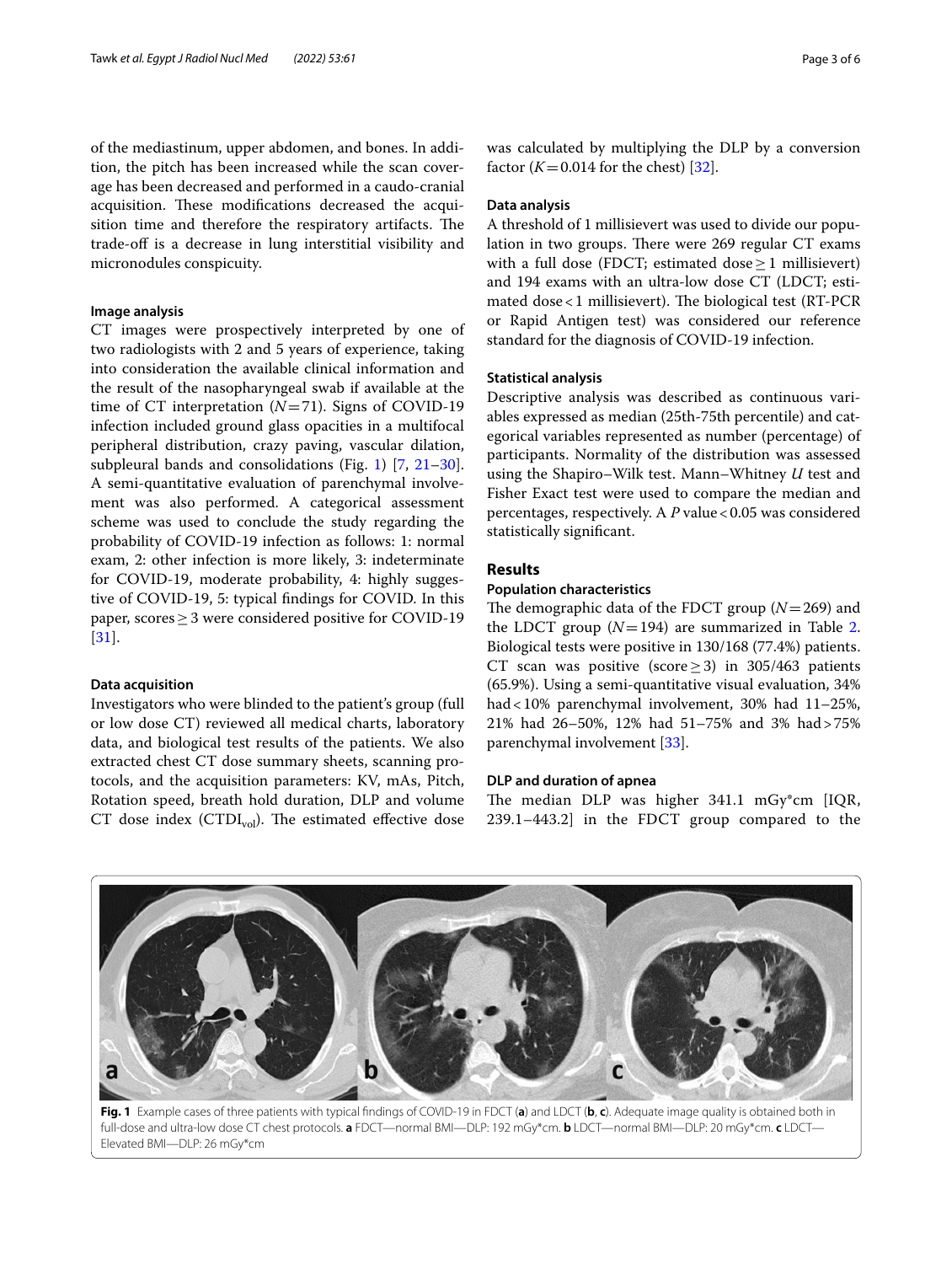of the mediastinum, upper abdomen, and bones. In addition, the pitch has been increased while the scan coverage has been decreased and performed in a caudo-cranial acquisition. These modifications decreased the acquisition time and therefore the respiratory artifacts. The trade-off is a decrease in lung interstitial visibility and micronodules conspicuity.

### Image analysis

CT images were prospectively interpreted by one of two radiologists with 2 and 5 years of experience, taking into consideration the available clinical information and the result of the nasopharyngeal swab if available at the time of CT interpretation (*N* = 71). Signs of COVID-19 infection included ground glass opacities in a multifocal peripheral distribution, crazy paving, vascular dilation, subpleural bands and consolidations (Fig. 1) [7, 21–30]. A semi-quantitative evaluation of parenchymal involvement was also performed. A categorical assessment scheme was used to conclude the study regarding the probability of COVID-19 infection as follows: 1: normal exam, 2: other infection is more likely, 3: indeterminate for COVID-19, moderate probability, 4: highly suggestive of COVID-19, 5: typical findings for COVID. In this paper, scores ≥ 3 were considered positive for COVID-19 [31].

### Data acquisition

Investigators who were blinded to the patient's group (full or low dose CT) reviewed all medical charts, laboratory data, and biological test results of the patients. We also extracted chest CT dose summary sheets, scanning protocols, and the acquisition parameters: KV, mAs, Pitch, Rotation speed, breath hold duration, DLP and volume CT dose index ($CTDI_{vol}$). The estimated effective dose was calculated by multiplying the DLP by a conversion factor ($K = 0.014$ for the chest) [32].

### Data analysis

A threshold of 1 millisievert was used to divide our population in two groups. There were 269 regular CT exams with a full dose (FDCT; estimated dose ≥ 1 millisievert) and 194 exams with an ultra-low dose CT (LDCT; estimated dose < 1 millisievert). The biological test (RT-PCR or Rapid Antigen test) was considered our reference standard for the diagnosis of COVID-19 infection.

### Statistical analysis

Descriptive analysis was described as continuous variables expressed as median (25th-75th percentile) and categorical variables represented as number (percentage) of participants. Normality of the distribution was assessed using the Shapiro–Wilk test. Mann–Whitney *U* test and Fisher Exact test were used to compare the median and percentages, respectively. A *P* value < 0.05 was considered statistically significant.

## Results

### Population characteristics

The demographic data of the FDCT group (*N* = 269) and the LDCT group (*N* = 194) are summarized in Table 2. Biological tests were positive in 130/168 (77.4%) patients. CT scan was positive (score ≥ 3) in 305/463 patients (65.9%). Using a semi-quantitative visual evaluation, 34% had < 10% parenchymal involvement, 30% had 11–25%, 21% had 26–50%, 12% had 51–75% and 3% had > 75% parenchymal involvement [33].

### DLP and duration of apnea

The median DLP was higher 341.1 mGy*cm [IQR, 239.1–443.2] in the FDCT group compared to the

**Fig. 1** Example cases of three patients with typical findings of COVID-19 in FDCT (**a**) and LDCT (**b**, **c**). Adequate image quality is obtained both in full-dose and ultra-low dose CT chest protocols. **a** FDCT—normal BMI—DLP: 192 mGy*cm. **b** LDCT—normal BMI—DLP: 20 mGy*cm. **c** LDCT—Elevated BMI—DLP: 26 mGy*cm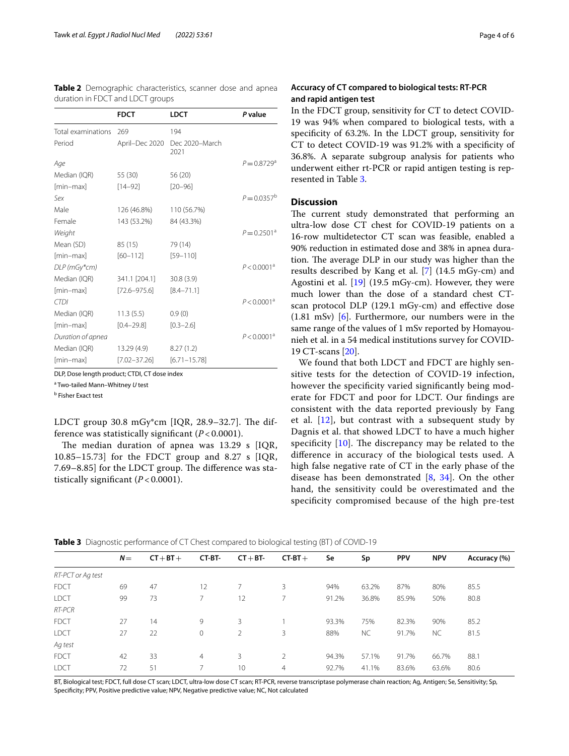**Table 2** Demographic characteristics, scanner dose and apnea duration in FDCT and LDCT groups

| | FDCT | LDCT | *P* value |
|---|---|---|---|
| Total examinations | 269 | 194 | |
| Period | April–Dec 2020 | Dec 2020–March 2021 | |
| *Age* | | | $P = 0.8729$[a] |
| Median (IQR) | 55 (30) | 56 (20) | |
| [min–max] | [14–92] | [20–96] | |
| *Sex* | | | $P = 0.0357$[b] |
| Male | 126 (46.8%) | 110 (56.7%) | |
| Female | 143 (53.2%) | 84 (43.3%) | |
| *Weight* | | | $P = 0.2501$[a] |
| Mean (SD) | 85 (15) | 79 (14) | |
| [min–max] | [60–112] | [59–110] | |
| *DLP (mGy*cm)* | | | $P < 0.0001$[a] |
| Median (IQR) | 341.1 [204.1] | 30.8 (3.9) | |
| [min–max] | [72.6–975.6] | [8.4–71.1] | |
| *CTDI* | | | $P < 0.0001$[a] |
| Median (IQR) | 11.3 (5.5) | 0.9 (0) | |
| [min–max] | [0.4–29.8] | [0.3–2.6] | |
| *Duration of apnea* | | | $P < 0.0001$[a] |
| Median (IQR) | 13.29 (4.9) | 8.27 (1.2) | |
| [min–max] | [7.02–37.26] | [6.71–15.78] | |

DLP, Dose length product; CTDI, CT dose index

[a] Two-tailed Mann–Whitney *U* test

[b] Fisher Exact test

LDCT group 30.8 mGy*cm [IQR, 28.9–32.7]. The difference was statistically significant ($P < 0.0001$).

The median duration of apnea was 13.29 s [IQR, 10.85–15.73] for the FDCT group and 8.27 s [IQR, 7.69–8.85] for the LDCT group. The difference was statistically significant ($P < 0.0001$).

### Accuracy of CT compared to biological tests: RT-PCR and rapid antigen test

In the FDCT group, sensitivity for CT to detect COVID-19 was 94% when compared to biological tests, with a specificity of 63.2%. In the LDCT group, sensitivity for CT to detect COVID-19 was 91.2% with a specificity of 36.8%. A separate subgroup analysis for patients who underwent either rt-PCR or rapid antigen testing is represented in Table 3.

## Discussion

The current study demonstrated that performing an ultra-low dose CT chest for COVID-19 patients on a 16-row multidetector CT scan was feasible, enabled a 90% reduction in estimated dose and 38% in apnea duration. The average DLP in our study was higher than the results described by Kang et al. [7] (14.5 mGy-cm) and Agostini et al. [19] (19.5 mGy-cm). However, they were much lower than the dose of a standard chest CT-scan protocol DLP (129.1 mGy-cm) and effective dose (1.81 mSv) [6]. Furthermore, our numbers were in the same range of the values of 1 mSv reported by Homayounieh et al. in a 54 medical institutions survey for COVID-19 CT-scans [20].

We found that both LDCT and FDCT are highly sensitive tests for the detection of COVID-19 infection, however the specificity varied significantly being moderate for FDCT and poor for LDCT. Our findings are consistent with the data reported previously by Fang et al. [12], but contrast with a subsequent study by Dagnis et al. that showed LDCT to have a much higher specificity [10]. The discrepancy may be related to the difference in accuracy of the biological tests used. A high false negative rate of CT in the early phase of the disease has been demonstrated [8, 34]. On the other hand, the sensitivity could be overestimated and the specificity compromised because of the high pre-test

**Table 3** Diagnostic performance of CT Chest compared to biological testing (BT) of COVID-19

| | *N* = | CT + BT + | CT-BT- | CT + BT- | CT-BT + | Se | Sp | PPV | NPV | Accuracy (%) |
|---|---|---|---|---|---|---|---|---|---|---|
| *RT-PCT or Ag test* | | | | | | | | | | |
| FDCT | 69 | 47 | 12 | 7 | 3 | 94% | 63.2% | 87% | 80% | 85.5 |
| LDCT | 99 | 73 | 7 | 12 | 7 | 91.2% | 36.8% | 85.9% | 50% | 80.8 |
| *RT-PCR* | | | | | | | | | | |
| FDCT | 27 | 14 | 9 | 3 | 1 | 93.3% | 75% | 82.3% | 90% | 85.2 |
| LDCT | 27 | 22 | 0 | 2 | 3 | 88% | NC | 91.7% | NC | 81.5 |
| *Ag test* | | | | | | | | | | |
| FDCT | 42 | 33 | 4 | 3 | 2 | 94.3% | 57.1% | 91.7% | 66.7% | 88.1 |
| LDCT | 72 | 51 | 7 | 10 | 4 | 92.7% | 41.1% | 83.6% | 63.6% | 80.6 |

BT, Biological test; FDCT, full dose CT scan; LDCT, ultra-low dose CT scan; RT-PCR, reverse transcriptase polymerase chain reaction; Ag, Antigen; Se, Sensitivity; Sp, Specificity; PPV, Positive predictive value; NPV, Negative predictive value; NC, Not calculated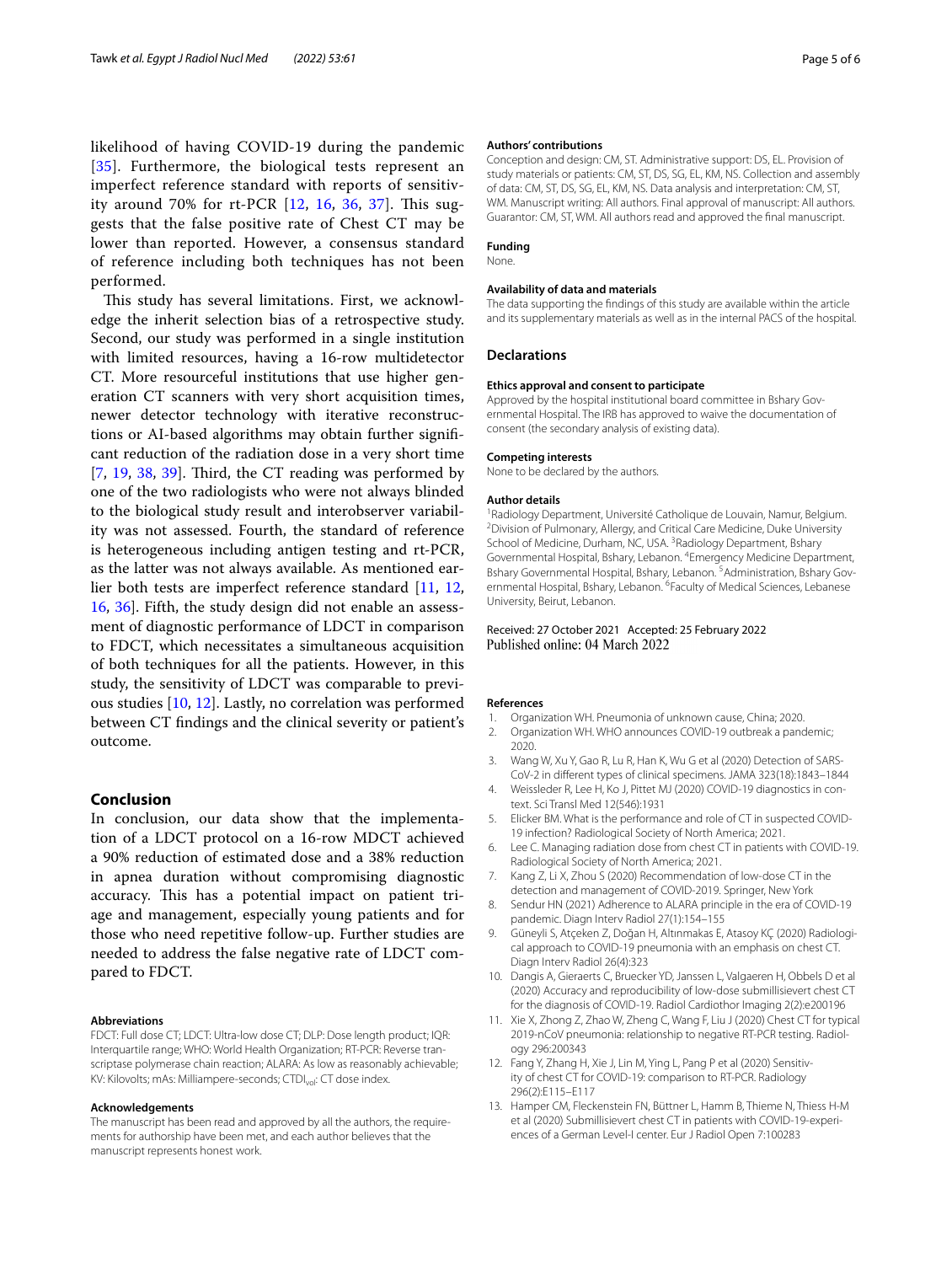likelihood of having COVID-19 during the pandemic [35]. Furthermore, the biological tests represent an imperfect reference standard with reports of sensitivity around 70% for rt-PCR [12, 16, 36, 37]. This suggests that the false positive rate of Chest CT may be lower than reported. However, a consensus standard of reference including both techniques has not been performed.

This study has several limitations. First, we acknowledge the inherit selection bias of a retrospective study. Second, our study was performed in a single institution with limited resources, having a 16-row multidetector CT. More resourceful institutions that use higher generation CT scanners with very short acquisition times, newer detector technology with iterative reconstructions or AI-based algorithms may obtain further significant reduction of the radiation dose in a very short time [7, 19, 38, 39]. Third, the CT reading was performed by one of the two radiologists who were not always blinded to the biological study result and interobserver variability was not assessed. Fourth, the standard of reference is heterogeneous including antigen testing and rt-PCR, as the latter was not always available. As mentioned earlier both tests are imperfect reference standard [11, 12, 16, 36]. Fifth, the study design did not enable an assessment of diagnostic performance of LDCT in comparison to FDCT, which necessitates a simultaneous acquisition of both techniques for all the patients. However, in this study, the sensitivity of LDCT was comparable to previous studies [10, 12]. Lastly, no correlation was performed between CT findings and the clinical severity or patient's outcome.

## Conclusion

In conclusion, our data show that the implementation of a LDCT protocol on a 16-row MDCT achieved a 90% reduction of estimated dose and a 38% reduction in apnea duration without compromising diagnostic accuracy. This has a potential impact on patient triage and management, especially young patients and for those who need repetitive follow-up. Further studies are needed to address the false negative rate of LDCT compared to FDCT.

#### Abbreviations

FDCT: Full dose CT; LDCT: Ultra-low dose CT; DLP: Dose length product; IQR: Interquartile range; WHO: World Health Organization; RT-PCR: Reverse transcriptase polymerase chain reaction; ALARA: As low as reasonably achievable; KV: Kilovolts; mAs: Milliampere-seconds; $CTDI_{vol}$: CT dose index.

#### Acknowledgements

The manuscript has been read and approved by all the authors, the requirements for authorship have been met, and each author believes that the manuscript represents honest work.

#### Authors' contributions

Conception and design: CM, ST. Administrative support: DS, EL. Provision of study materials or patients: CM, ST, DS, SG, EL, KM, NS. Collection and assembly of data: CM, ST, DS, SG, EL, KM, NS. Data analysis and interpretation: CM, ST, WM. Manuscript writing: All authors. Final approval of manuscript: All authors. Guarantor: CM, ST, WM. All authors read and approved the final manuscript.

#### Funding

None.

#### Availability of data and materials

The data supporting the findings of this study are available within the article and its supplementary materials as well as in the internal PACS of the hospital.

## Declarations

#### Ethics approval and consent to participate

Approved by the hospital institutional board committee in Bshary Governmental Hospital. The IRB has approved to waive the documentation of consent (the secondary analysis of existing data).

#### Competing interests

None to be declared by the authors.

#### Author details

[1]Radiology Department, Université Catholique de Louvain, Namur, Belgium. [2]Division of Pulmonary, Allergy, and Critical Care Medicine, Duke University School of Medicine, Durham, NC, USA. [3]Radiology Department, Bshary Governmental Hospital, Bshary, Lebanon. [4]Emergency Medicine Department, Bshary Governmental Hospital, Bshary, Lebanon. [5]Administration, Bshary Governmental Hospital, Bshary, Lebanon. [6]Faculty of Medical Sciences, Lebanese University, Beirut, Lebanon.

Received: 27 October 2021 Accepted: 25 February 2022
Published online: 04 March 2022

#### References

1. Organization WH. Pneumonia of unknown cause, China; 2020.
2. Organization WH. WHO announces COVID-19 outbreak a pandemic; 2020.
3. Wang W, Xu Y, Gao R, Lu R, Han K, Wu G et al (2020) Detection of SARS-CoV-2 in different types of clinical specimens. JAMA 323(18):1843–1844
4. Weissleder R, Lee H, Ko J, Pittet MJ (2020) COVID-19 diagnostics in context. Sci Transl Med 12(546):1931
5. Elicker BM. What is the performance and role of CT in suspected COVID-19 infection? Radiological Society of North America; 2021.
6. Lee C. Managing radiation dose from chest CT in patients with COVID-19. Radiological Society of North America; 2021.
7. Kang Z, Li X, Zhou S (2020) Recommendation of low-dose CT in the detection and management of COVID-2019. Springer, New York
8. Sendur HN (2021) Adherence to ALARA principle in the era of COVID-19 pandemic. Diagn Interv Radiol 27(1):154–155
9. Güneyli S, Atçeken Z, Doğan H, Altınmakas E, Atasoy KÇ (2020) Radiological approach to COVID-19 pneumonia with an emphasis on chest CT. Diagn Interv Radiol 26(4):323
10. Dangis A, Gieraerts C, Bruecker YD, Janssen L, Valgaeren H, Obbels D et al (2020) Accuracy and reproducibility of low-dose submillisievert chest CT for the diagnosis of COVID-19. Radiol Cardiothor Imaging 2(2):e200196
11. Xie X, Zhong Z, Zhao W, Zheng C, Wang F, Liu J (2020) Chest CT for typical 2019-nCoV pneumonia: relationship to negative RT-PCR testing. Radiology 296:200343
12. Fang Y, Zhang H, Xie J, Lin M, Ying L, Pang P et al (2020) Sensitivity of chest CT for COVID-19: comparison to RT-PCR. Radiology 296(2):E115–E117
13. Hamper CM, Fleckenstein FN, Büttner L, Hamm B, Thieme N, Thiess H-M et al (2020) Submillisievert chest CT in patients with COVID-19-experiences of a German Level-I center. Eur J Radiol Open 7:100283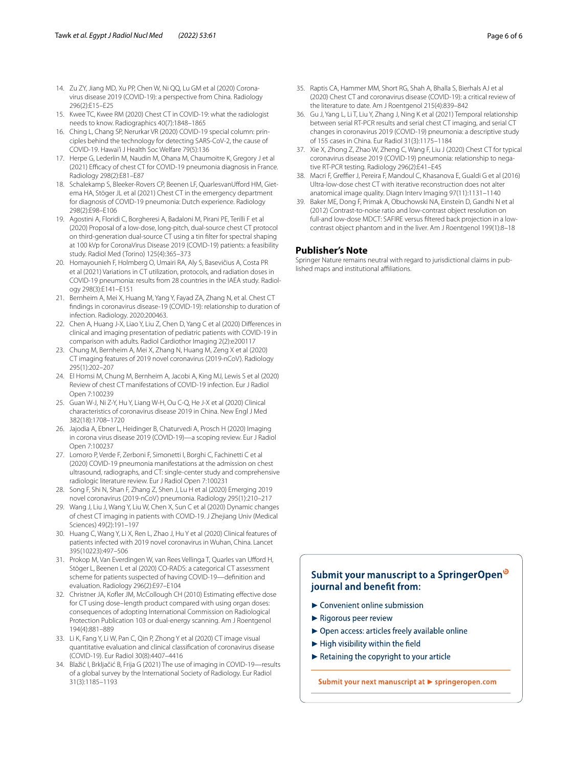14. Zu ZY, Jiang MD, Xu PP, Chen W, Ni QQ, Lu GM et al (2020) Coronavirus disease 2019 (COVID-19): a perspective from China. Radiology 296(2):E15–E25
15. Kwee TC, Kwee RM (2020) Chest CT in COVID-19: what the radiologist needs to know. Radiographics 40(7):1848–1865
16. Ching L, Chang SP, Nerurkar VR (2020) COVID-19 special column: principles behind the technology for detecting SARS-CoV-2, the cause of COVID-19. Hawai'i J Health Soc Welfare 79(5):136
17. Herpe G, Lederlin M, Naudin M, Ohana M, Chaumoitre K, Gregory J et al (2021) Efficacy of chest CT for COVID-19 pneumonia diagnosis in France. Radiology 298(2):E81–E87
18. Schalekamp S, Bleeker-Rovers CP, Beenen LF, QuarlesvanUfford HM, Gietema HA, Stöger JL et al (2021) Chest CT in the emergency department for diagnosis of COVID-19 pneumonia: Dutch experience. Radiology 298(2):E98–E106
19. Agostini A, Floridi C, Borgheresi A, Badaloni M, Pirani PE, Terilli F et al (2020) Proposal of a low-dose, long-pitch, dual-source chest CT protocol on third-generation dual-source CT using a tin filter for spectral shaping at 100 kVp for CoronaVirus Disease 2019 (COVID-19) patients: a feasibility study. Radiol Med (Torino) 125(4):365–373
20. Homayounieh F, Holmberg O, Umairi RA, Aly S, Basevičius A, Costa PR et al (2021) Variations in CT utilization, protocols, and radiation doses in COVID-19 pneumonia: results from 28 countries in the IAEA study. Radiology 298(3):E141–E151
21. Bernheim A, Mei X, Huang M, Yang Y, Fayad ZA, Zhang N, et al. Chest CT findings in coronavirus disease-19 (COVID-19): relationship to duration of infection. Radiology. 2020:200463.
22. Chen A, Huang J-X, Liao Y, Liu Z, Chen D, Yang C et al (2020) Differences in clinical and imaging presentation of pediatric patients with COVID-19 in comparison with adults. Radiol Cardiothor Imaging 2(2):e200117
23. Chung M, Bernheim A, Mei X, Zhang N, Huang M, Zeng X et al (2020) CT imaging features of 2019 novel coronavirus (2019-nCoV). Radiology 295(1):202–207
24. El Homsi M, Chung M, Bernheim A, Jacobi A, King MJ, Lewis S et al (2020) Review of chest CT manifestations of COVID-19 infection. Eur J Radiol Open 7:100239
25. Guan W-J, Ni Z-Y, Hu Y, Liang W-H, Ou C-Q, He J-X et al (2020) Clinical characteristics of coronavirus disease 2019 in China. New Engl J Med 382(18):1708–1720
26. Jajodia A, Ebner L, Heidinger B, Chaturvedi A, Prosch H (2020) Imaging in corona virus disease 2019 (COVID-19)—a scoping review. Eur J Radiol Open 7:100237
27. Lomoro P, Verde F, Zerboni F, Simonetti I, Borghi C, Fachinetti C et al (2020) COVID-19 pneumonia manifestations at the admission on chest ultrasound, radiographs, and CT: single-center study and comprehensive radiologic literature review. Eur J Radiol Open 7:100231
28. Song F, Shi N, Shan F, Zhang Z, Shen J, Lu H et al (2020) Emerging 2019 novel coronavirus (2019-nCoV) pneumonia. Radiology 295(1):210–217
29. Wang J, Liu J, Wang Y, Liu W, Chen X, Sun C et al (2020) Dynamic changes of chest CT imaging in patients with COVID-19. J Zhejiang Univ (Medical Sciences) 49(2):191–197
30. Huang C, Wang Y, Li X, Ren L, Zhao J, Hu Y et al (2020) Clinical features of patients infected with 2019 novel coronavirus in Wuhan, China. Lancet 395(10223):497–506
31. Prokop M, Van Everdingen W, van Rees Vellinga T, Quarles van Ufford H, Stöger L, Beenen L et al (2020) CO-RADS: a categorical CT assessment scheme for patients suspected of having COVID-19—definition and evaluation. Radiology 296(2):E97–E104
32. Christner JA, Kofler JM, McCollough CH (2010) Estimating effective dose for CT using dose–length product compared with using organ doses: consequences of adopting International Commission on Radiological Protection Publication 103 or dual-energy scanning. Am J Roentgenol 194(4):881–889
33. Li K, Fang Y, Li W, Pan C, Qin P, Zhong Y et al (2020) CT image visual quantitative evaluation and clinical classification of coronavirus disease (COVID-19). Eur Radiol 30(8):4407–4416
34. Blažić I, Brkljačić B, Frija G (2021) The use of imaging in COVID-19—results of a global survey by the International Society of Radiology. Eur Radiol 31(3):1185–1193
35. Raptis CA, Hammer MM, Short RG, Shah A, Bhalla S, Bierhals AJ et al (2020) Chest CT and coronavirus disease (COVID-19): a critical review of the literature to date. Am J Roentgenol 215(4):839–842
36. Gu J, Yang L, Li T, Liu Y, Zhang J, Ning K et al (2021) Temporal relationship between serial RT-PCR results and serial chest CT imaging, and serial CT changes in coronavirus 2019 (COVID-19) pneumonia: a descriptive study of 155 cases in China. Eur Radiol 31(3):1175–1184
37. Xie X, Zhong Z, Zhao W, Zheng C, Wang F, Liu J (2020) Chest CT for typical coronavirus disease 2019 (COVID-19) pneumonia: relationship to negative RT-PCR testing. Radiology 296(2):E41–E45
38. Macri F, Greffier J, Pereira F, Mandoul C, Khasanova E, Gualdi G et al (2016) Ultra-low-dose chest CT with iterative reconstruction does not alter anatomical image quality. Diagn Interv Imaging 97(11):1131–1140
39. Baker ME, Dong F, Primak A, Obuchowski NA, Einstein D, Gandhi N et al (2012) Contrast-to-noise ratio and low-contrast object resolution on full-and low-dose MDCT: SAFIRE versus filtered back projection in a low-contrast object phantom and in the liver. Am J Roentgenol 199(1):8–18

## Publisher's Note

Springer Nature remains neutral with regard to jurisdictional claims in published maps and institutional affiliations.

**Submit your manuscript to a SpringerOpen journal and benefit from:**

- ► Convenient online submission
- ► Rigorous peer review
- ► Open access: articles freely available online
- ► High visibility within the field
- ► Retaining the copyright to your article

**Submit your next manuscript at ► springeropen.com**